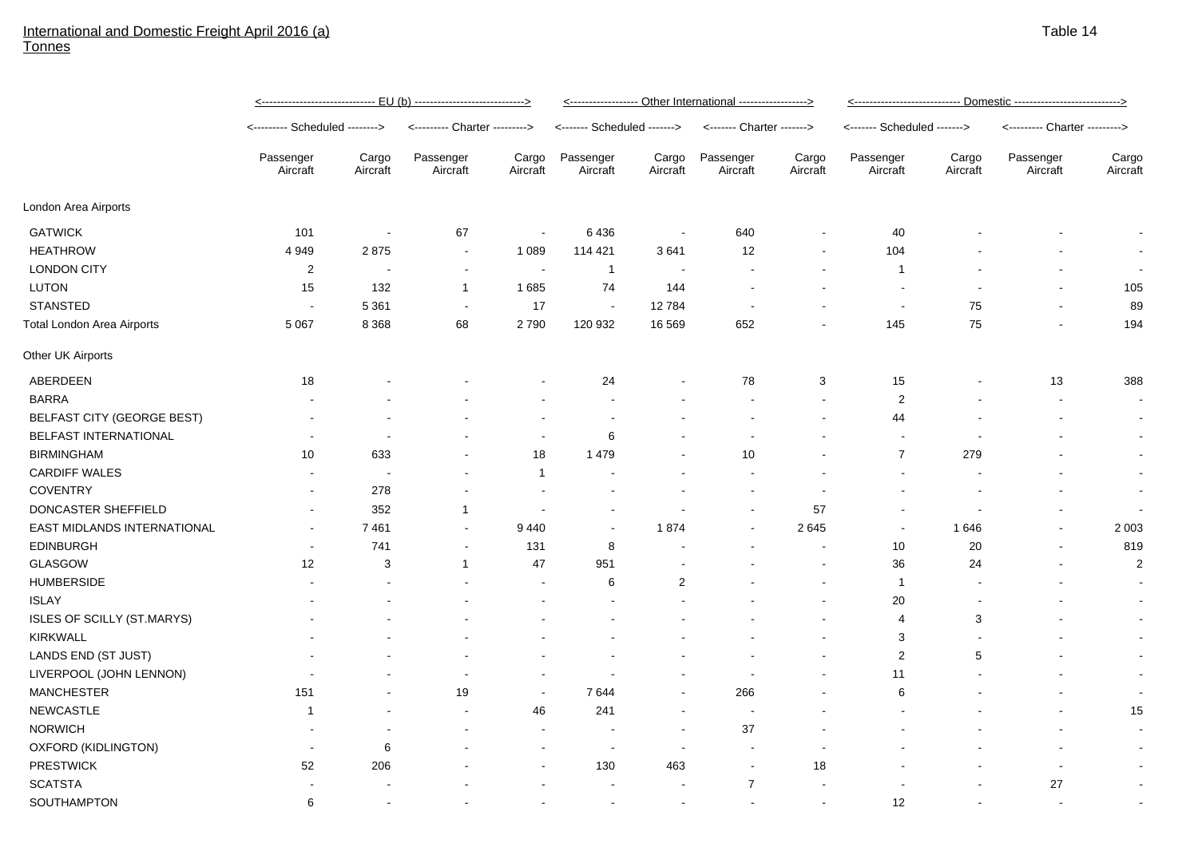International and Domestic Freight April 2016 (a)
Tonnes

Table 14

| | EU (b) | | | | Other International | | | | Domestic | | | |
|---|---|---|---|---|---|---|---|---|---|---|---|---|
| | Scheduled | | Charter | | Scheduled | | Charter | | Scheduled | | Charter | |
| | Passenger Aircraft | Cargo Aircraft | Passenger Aircraft | Cargo Aircraft | Passenger Aircraft | Cargo Aircraft | Passenger Aircraft | Cargo Aircraft | Passenger Aircraft | Cargo Aircraft | Passenger Aircraft | Cargo Aircraft |
| London Area Airports | | | | | | | | | | | | |
| GATWICK | 101 | - | 67 | - | 6 436 | - | 640 | - | 40 | - | - | - |
| HEATHROW | 4 949 | 2 875 | - | 1 089 | 114 421 | 3 641 | 12 | - | 104 | - | - | - |
| LONDON CITY | 2 | - | - | - | 1 | - | - | - | 1 | - | - | - |
| LUTON | 15 | 132 | 1 | 1 685 | 74 | 144 | - | - | - | - | - | 105 |
| STANSTED | - | 5 361 | - | 17 | - | 12 784 | - | - | - | 75 | - | 89 |
| Total London Area Airports | 5 067 | 8 368 | 68 | 2 790 | 120 932 | 16 569 | 652 | - | 145 | 75 | - | 194 |
| Other UK Airports | | | | | | | | | | | | |
| ABERDEEN | 18 | - | - | - | 24 | - | 78 | 3 | 15 | - | 13 | 388 |
| BARRA | - | - | - | - | - | - | - | - | 2 | - | - | - |
| BELFAST CITY (GEORGE BEST) | - | - | - | - | - | - | - | - | 44 | - | - | - |
| BELFAST INTERNATIONAL | - | - | - | - | 6 | - | - | - | - | - | - | - |
| BIRMINGHAM | 10 | 633 | - | 18 | 1 479 | - | 10 | - | 7 | 279 | - | - |
| CARDIFF WALES | - | - | - | 1 | - | - | - | - | - | - | - | - |
| COVENTRY | - | 278 | - | - | - | - | - | - | - | - | - | - |
| DONCASTER SHEFFIELD | - | 352 | 1 | - | - | - | - | 57 | - | - | - | - |
| EAST MIDLANDS INTERNATIONAL | - | 7 461 | - | 9 440 | - | 1 874 | - | 2 645 | - | 1 646 | - | 2 003 |
| EDINBURGH | - | 741 | - | 131 | 8 | - | - | - | 10 | 20 | - | 819 |
| GLASGOW | 12 | 3 | 1 | 47 | 951 | - | - | - | 36 | 24 | - | 2 |
| HUMBERSIDE | - | - | - | - | 6 | 2 | - | - | 1 | - | - | - |
| ISLAY | - | - | - | - | - | - | - | - | 20 | - | - | - |
| ISLES OF SCILLY (ST.MARYS) | - | - | - | - | - | - | - | - | 4 | 3 | - | - |
| KIRKWALL | - | - | - | - | - | - | - | - | 3 | - | - | - |
| LANDS END (ST JUST) | - | - | - | - | - | - | - | - | 2 | 5 | - | - |
| LIVERPOOL (JOHN LENNON) | - | - | - | - | - | - | - | - | 11 | - | - | - |
| MANCHESTER | 151 | - | 19 | - | 7 644 | - | 266 | - | 6 | - | - | - |
| NEWCASTLE | 1 | - | - | 46 | 241 | - | - | - | - | - | - | 15 |
| NORWICH | - | - | - | - | - | - | 37 | - | - | - | - | - |
| OXFORD (KIDLINGTON) | - | 6 | - | - | - | - | - | - | - | - | - | - |
| PRESTWICK | 52 | 206 | - | - | 130 | 463 | - | 18 | - | - | - | - |
| SCATSTA | - | - | - | - | - | - | 7 | - | - | - | 27 | - |
| SOUTHAMPTON | 6 | - | - | - | - | - | - | - | 12 | - | - | - |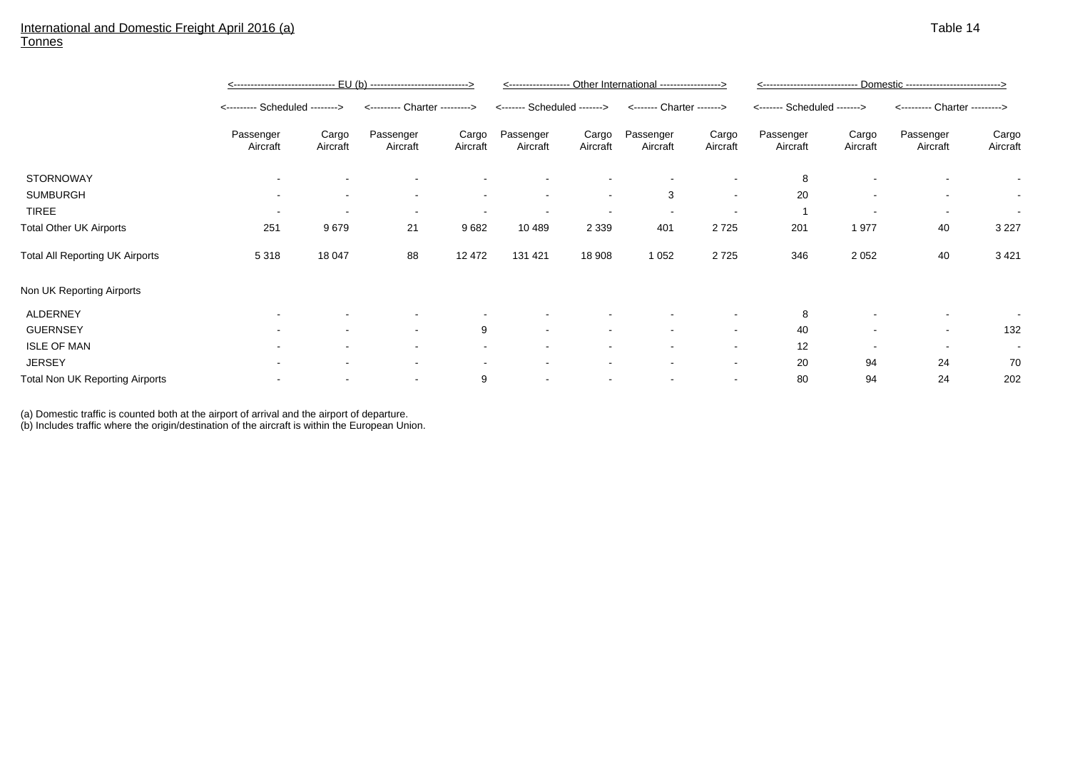International and Domestic Freight April 2016 (a)
Tonnes

Table 14

| | EU (b) | | | | Other International | | | | Domestic | | | |
|---|---|---|---|---|---|---|---|---|---|---|---|---|
| | Scheduled | | Charter | | Scheduled | | Charter | | Scheduled | | Charter | |
| | Passenger Aircraft | Cargo Aircraft | Passenger Aircraft | Cargo Aircraft | Passenger Aircraft | Cargo Aircraft | Passenger Aircraft | Cargo Aircraft | Passenger Aircraft | Cargo Aircraft | Passenger Aircraft | Cargo Aircraft |
| STORNOWAY | - | - | - | - | - | - | - | - | 8 | - | - | - |
| SUMBURGH | - | - | - | - | - | - | 3 | - | 20 | - | - | - |
| TIREE | - | - | - | - | - | - | - | - | 1 | - | - | - |
| Total Other UK Airports | 251 | 9 679 | 21 | 9 682 | 10 489 | 2 339 | 401 | 2 725 | 201 | 1 977 | 40 | 3 227 |
| Total All Reporting UK Airports | 5 318 | 18 047 | 88 | 12 472 | 131 421 | 18 908 | 1 052 | 2 725 | 346 | 2 052 | 40 | 3 421 |
| Non UK Reporting Airports | | | | | | | | | | | | |
| ALDERNEY | - | - | - | - | - | - | - | - | 8 | - | - | - |
| GUERNSEY | - | - | - | 9 | - | - | - | - | 40 | - | - | 132 |
| ISLE OF MAN | - | - | - | - | - | - | - | - | 12 | - | - | - |
| JERSEY | - | - | - | - | - | - | - | - | 20 | 94 | 24 | 70 |
| Total Non UK Reporting Airports | - | - | - | 9 | - | - | - | - | 80 | 94 | 24 | 202 |

(a) Domestic traffic is counted both at the airport of arrival and the airport of departure.
(b) Includes traffic where the origin/destination of the aircraft is within the European Union.